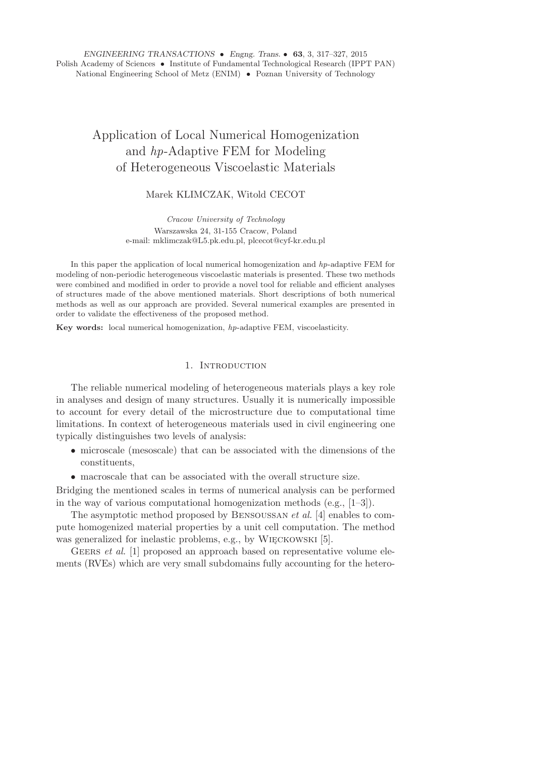# Application of Local Numerical Homogenization and *hp*-Adaptive FEM for Modeling of Heterogeneous Viscoelastic Materials

Marek KLIMCZAK, Witold CECOT

*Cracow University of Technology*
Warszawska 24, 31-155 Cracow, Poland
e-mail: mklimczak@L5.pk.edu.pl, plcecot@cyf-kr.edu.pl

In this paper the application of local numerical homogenization and *hp*-adaptive FEM for modeling of non-periodic heterogeneous viscoelastic materials is presented. These two methods were combined and modified in order to provide a novel tool for reliable and efficient analyses of structures made of the above mentioned materials. Short descriptions of both numerical methods as well as our approach are provided. Several numerical examples are presented in order to validate the effectiveness of the proposed method.

**Key words:** local numerical homogenization, *hp*-adaptive FEM, viscoelasticity.

## 1. Introduction

The reliable numerical modeling of heterogeneous materials plays a key role in analyses and design of many structures. Usually it is numerically impossible to account for every detail of the microstructure due to computational time limitations. In context of heterogeneous materials used in civil engineering one typically distinguishes two levels of analysis:

- microscale (mesoscale) that can be associated with the dimensions of the constituents,
- macroscale that can be associated with the overall structure size.

Bridging the mentioned scales in terms of numerical analysis can be performed in the way of various computational homogenization methods (e.g., [1–3]).

The asymptotic method proposed by Bensoussan *et al.* [4] enables to compute homogenized material properties by a unit cell computation. The method was generalized for inelastic problems, e.g., by Więckowski [5].

Geers *et al.* [1] proposed an approach based on representative volume elements (RVEs) which are very small subdomains fully accounting for the hetero-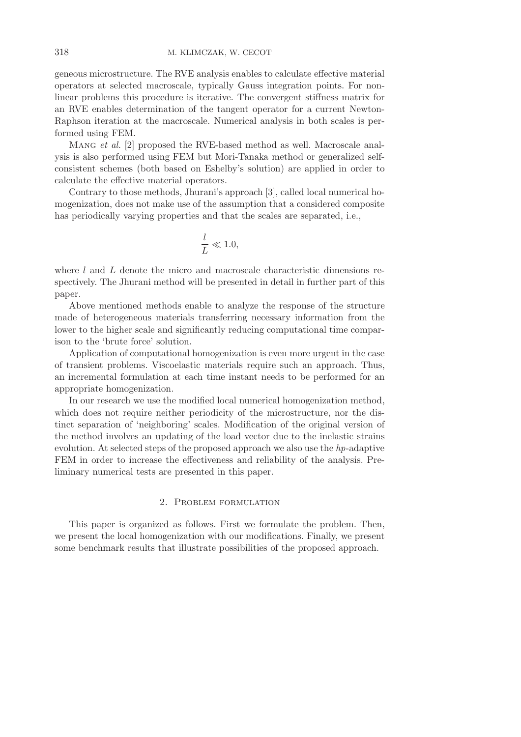geneous microstructure. The RVE analysis enables to calculate effective material operators at selected macroscale, typically Gauss integration points. For nonlinear problems this procedure is iterative. The convergent stiffness matrix for an RVE enables determination of the tangent operator for a current Newton-Raphson iteration at the macroscale. Numerical analysis in both scales is performed using FEM.

Mang *et al.* [2] proposed the RVE-based method as well. Macroscale analysis is also performed using FEM but Mori-Tanaka method or generalized self-consistent schemes (both based on Eshelby's solution) are applied in order to calculate the effective material operators.

Contrary to those methods, Jhurani's approach [3], called local numerical homogenization, does not make use of the assumption that a considered composite has periodically varying properties and that the scales are separated, i.e.,

$$\frac{l}{L} \ll 1.0,$$

where $l$ and $L$ denote the micro and macroscale characteristic dimensions respectively. The Jhurani method will be presented in detail in further part of this paper.

Above mentioned methods enable to analyze the response of the structure made of heterogeneous materials transferring necessary information from the lower to the higher scale and significantly reducing computational time comparison to the 'brute force' solution.

Application of computational homogenization is even more urgent in the case of transient problems. Viscoelastic materials require such an approach. Thus, an incremental formulation at each time instant needs to be performed for an appropriate homogenization.

In our research we use the modified local numerical homogenization method, which does not require neither periodicity of the microstructure, nor the distinct separation of 'neighboring' scales. Modification of the original version of the method involves an updating of the load vector due to the inelastic strains evolution. At selected steps of the proposed approach we also use the *hp*-adaptive FEM in order to increase the effectiveness and reliability of the analysis. Preliminary numerical tests are presented in this paper.

## 2. Problem formulation

This paper is organized as follows. First we formulate the problem. Then, we present the local homogenization with our modifications. Finally, we present some benchmark results that illustrate possibilities of the proposed approach.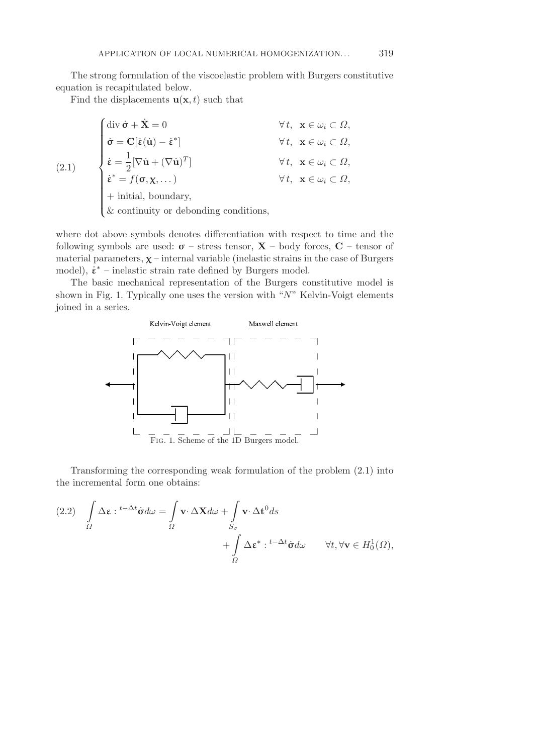The strong formulation of the viscoelastic problem with Burgers constitutive equation is recapitulated below.

Find the displacements $\mathbf{u}(\mathbf{x}, t)$ such that

$$
(2.1)\qquad
\begin{cases}
\operatorname{div} \dot{\boldsymbol{\sigma}} + \dot{\mathbf{X}} = 0 & \forall\, t,\ \ \mathbf{x} \in \omega_i \subset \Omega, \\
\dot{\boldsymbol{\sigma}} = \mathbf{C}[\dot{\boldsymbol{\varepsilon}}(\dot{\mathbf{u}}) - \dot{\boldsymbol{\varepsilon}}^*] & \forall\, t,\ \ \mathbf{x} \in \omega_i \subset \Omega, \\
\dot{\boldsymbol{\varepsilon}} = \dfrac{1}{2}[\nabla \dot{\mathbf{u}} + (\nabla \dot{\mathbf{u}})^T] & \forall\, t,\ \ \mathbf{x} \in \omega_i \subset \Omega, \\
\dot{\boldsymbol{\varepsilon}}^* = f(\boldsymbol{\sigma}, \boldsymbol{\chi}, \dots) & \forall\, t,\ \ \mathbf{x} \in \omega_i \subset \Omega, \\
+ \text{ initial, boundary,} & \\
\& \text{ continuity or debonding conditions,} &
\end{cases}
$$

where dot above symbols denotes differentiation with respect to time and the following symbols are used: $\boldsymbol{\sigma}$ – stress tensor, $\mathbf{X}$ – body forces, $\mathbf{C}$ – tensor of material parameters, $\boldsymbol{\chi}$ – internal variable (inelastic strains in the case of Burgers model), $\dot{\boldsymbol{\varepsilon}}^*$ – inelastic strain rate defined by Burgers model.

The basic mechanical representation of the Burgers constitutive model is shown in Fig. 1. Typically one uses the version with "$N$" Kelvin-Voigt elements joined in a series.

Kelvin-Voigt element Maxwell element

Fig. 1. Scheme of the 1D Burgers model.

Transforming the corresponding weak formulation of the problem (2.1) into the incremental form one obtains:

$$
(2.2)\qquad \int_{\Omega} \Delta \boldsymbol{\varepsilon} : {}^{t-\Delta t}\dot{\boldsymbol{\sigma}} d\omega = \int_{\Omega} \mathbf{v} \cdot \Delta \mathbf{X} d\omega + \int_{S_\sigma} \mathbf{v} \cdot \Delta \mathbf{t}^0 ds + \int_{\Omega} \Delta \boldsymbol{\varepsilon}^* : {}^{t-\Delta t}\dot{\boldsymbol{\sigma}} d\omega \qquad \forall t, \forall \mathbf{v} \in H_0^1(\Omega),
$$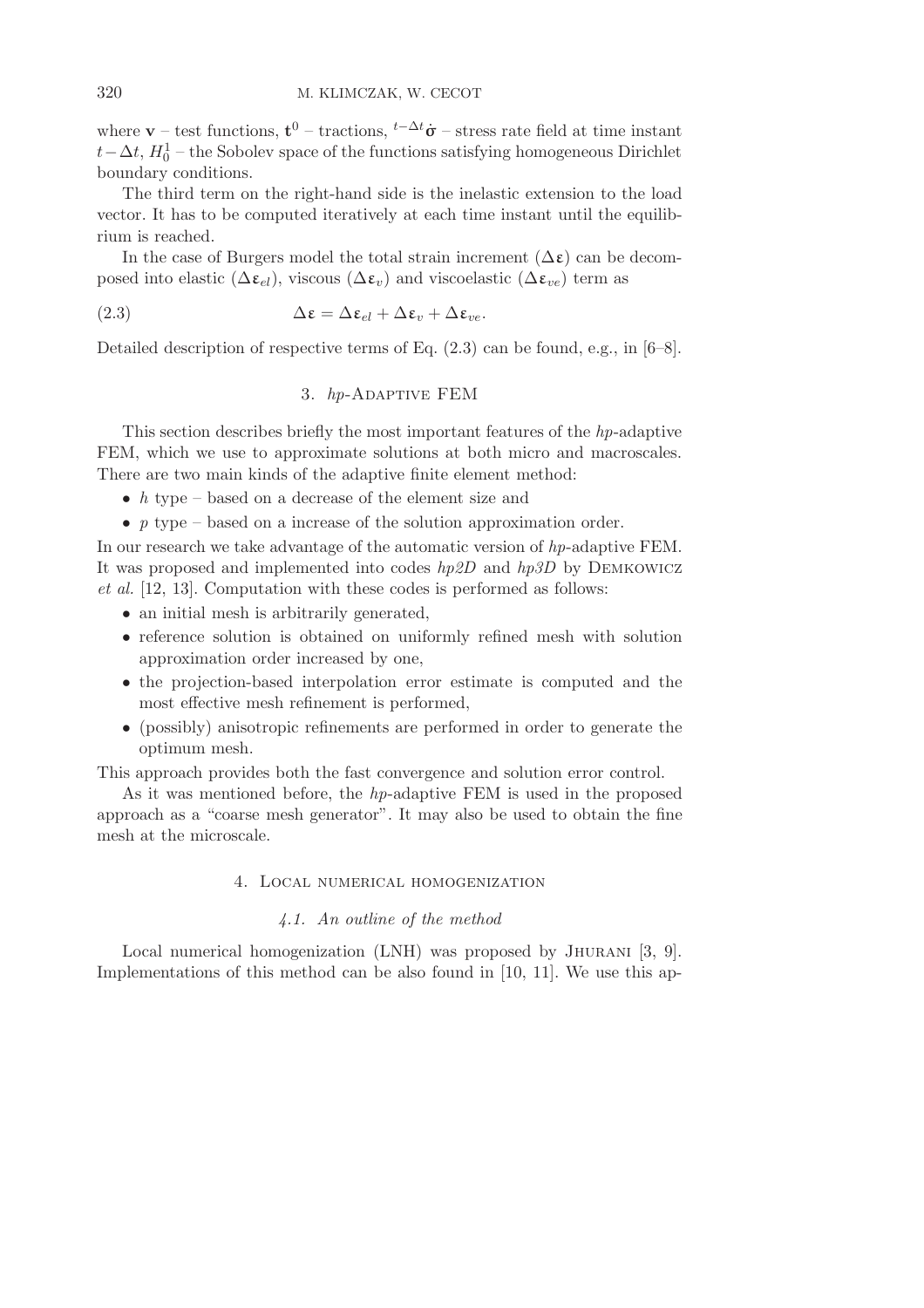where $\mathbf{v}$ – test functions, $\mathbf{t}^0$ – tractions, ${}^{t-\Delta t}\dot{\boldsymbol{\sigma}}$ – stress rate field at time instant $t-\Delta t$, $H_0^1$ – the Sobolev space of the functions satisfying homogeneous Dirichlet boundary conditions.

The third term on the right-hand side is the inelastic extension to the load vector. It has to be computed iteratively at each time instant until the equilibrium is reached.

In the case of Burgers model the total strain increment ($\Delta\boldsymbol{\varepsilon}$) can be decomposed into elastic ($\Delta\boldsymbol{\varepsilon}_{el}$), viscous ($\Delta\boldsymbol{\varepsilon}_{v}$) and viscoelastic ($\Delta\boldsymbol{\varepsilon}_{ve}$) term as

$$\Delta\boldsymbol{\varepsilon} = \Delta\boldsymbol{\varepsilon}_{el} + \Delta\boldsymbol{\varepsilon}_{v} + \Delta\boldsymbol{\varepsilon}_{ve}. \tag{2.3}$$

Detailed description of respective terms of Eq. (2.3) can be found, e.g., in [6–8].

## 3. *hp*-Adaptive FEM

This section describes briefly the most important features of the *hp*-adaptive FEM, which we use to approximate solutions at both micro and macroscales. There are two main kinds of the adaptive finite element method:

- *h* type – based on a decrease of the element size and
- *p* type – based on a increase of the solution approximation order.

In our research we take advantage of the automatic version of *hp*-adaptive FEM. It was proposed and implemented into codes *hp2D* and *hp3D* by Demkowicz *et al.* [12, 13]. Computation with these codes is performed as follows:

- an initial mesh is arbitrarily generated,
- reference solution is obtained on uniformly refined mesh with solution approximation order increased by one,
- the projection-based interpolation error estimate is computed and the most effective mesh refinement is performed,
- (possibly) anisotropic refinements are performed in order to generate the optimum mesh.

This approach provides both the fast convergence and solution error control.

As it was mentioned before, the *hp*-adaptive FEM is used in the proposed approach as a "coarse mesh generator". It may also be used to obtain the fine mesh at the microscale.

## 4. Local numerical homogenization

### *4.1. An outline of the method*

Local numerical homogenization (LNH) was proposed by Jhurani [3, 9]. Implementations of this method can be also found in [10, 11]. We use this ap-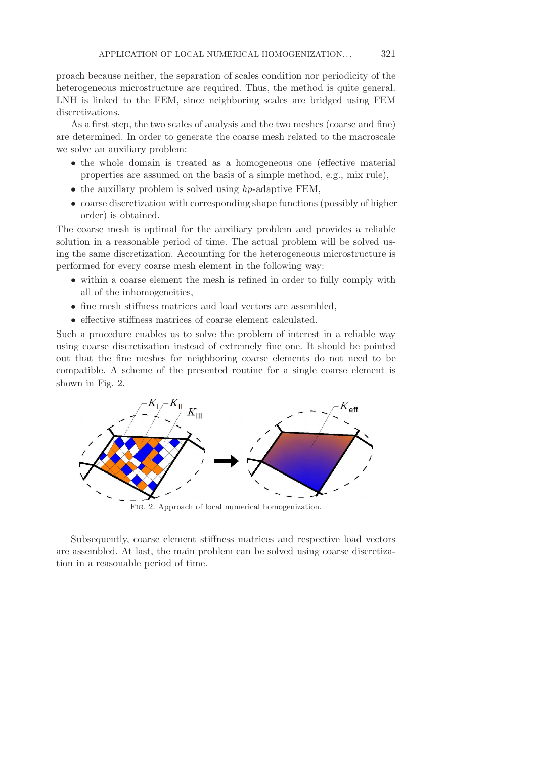proach because neither, the separation of scales condition nor periodicity of the heterogeneous microstructure are required. Thus, the method is quite general. LNH is linked to the FEM, since neighboring scales are bridged using FEM discretizations.

As a first step, the two scales of analysis and the two meshes (coarse and fine) are determined. In order to generate the coarse mesh related to the macroscale we solve an auxiliary problem:

- the whole domain is treated as a homogeneous one (effective material properties are assumed on the basis of a simple method, e.g., mix rule),
- the auxillary problem is solved using *hp*-adaptive FEM,
- coarse discretization with corresponding shape functions (possibly of higher order) is obtained.

The coarse mesh is optimal for the auxiliary problem and provides a reliable solution in a reasonable period of time. The actual problem will be solved using the same discretization. Accounting for the heterogeneous microstructure is performed for every coarse mesh element in the following way:

- within a coarse element the mesh is refined in order to fully comply with all of the inhomogeneities,
- fine mesh stiffness matrices and load vectors are assembled,
- effective stiffness matrices of coarse element calculated.

Such a procedure enables us to solve the problem of interest in a reliable way using coarse discretization instead of extremely fine one. It should be pointed out that the fine meshes for neighboring coarse elements do not need to be compatible. A scheme of the presented routine for a single coarse element is shown in Fig. 2.

Fig. 2. Approach of local numerical homogenization.

Subsequently, coarse element stiffness matrices and respective load vectors are assembled. At last, the main problem can be solved using coarse discretization in a reasonable period of time.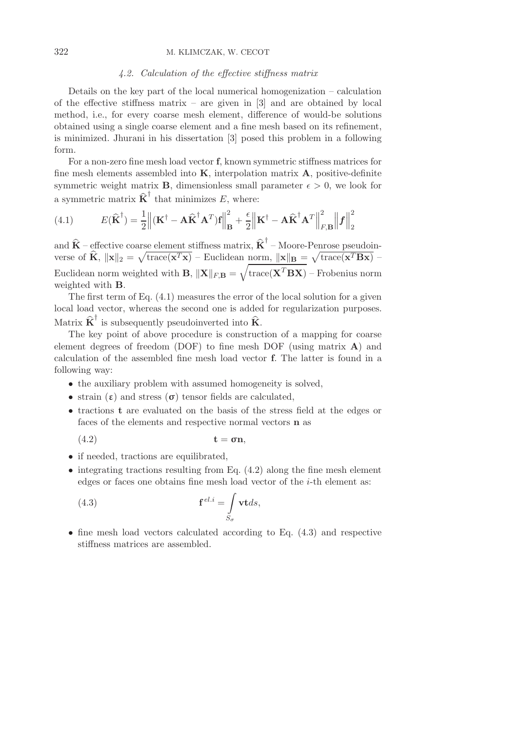### *4.2. Calculation of the effective stiffness matrix*

Details on the key part of the local numerical homogenization – calculation of the effective stiffness matrix – are given in [3] and are obtained by local method, i.e., for every coarse mesh element, difference of would-be solutions obtained using a single coarse element and a fine mesh based on its refinement, is minimized. Jhurani in his dissertation [3] posed this problem in a following form.

For a non-zero fine mesh load vector $\mathbf{f}$, known symmetric stiffness matrices for fine mesh elements assembled into $\mathbf{K}$, interpolation matrix $\mathbf{A}$, positive-definite symmetric weight matrix $\mathbf{B}$, dimensionless small parameter $\epsilon > 0$, we look for a symmetric matrix $\widehat{\mathbf{K}}^{\dagger}$ that minimizes $E$, where:

$$E(\widehat{\mathbf{K}}^{\dagger}) = \frac{1}{2}\left\|(\mathbf{K}^{\dagger} - \mathbf{A}\widehat{\mathbf{K}}^{\dagger}\mathbf{A}^{T})\mathbf{f}\right\|_{\mathbf{B}}^{2} + \frac{\epsilon}{2}\left\|\mathbf{K}^{\dagger} - \mathbf{A}\widehat{\mathbf{K}}^{\dagger}\mathbf{A}^{T}\right\|_{F,\mathbf{B}}^{2}\left\|\boldsymbol{f}\right\|_{2}^{2} \tag{4.1}$$

and $\widehat{\mathbf{K}}$ – effective coarse element stiffness matrix, $\widehat{\mathbf{K}}^{\dagger}$ – Moore-Penrose pseudoinverse of $\widehat{\mathbf{K}}$, $\|\mathbf{x}\|_2 = \sqrt{\mathrm{trace}(\mathbf{x}^T\mathbf{x})}$ – Euclidean norm, $\|\mathbf{x}\|_{\mathbf{B}} = \sqrt{\mathrm{trace}(\mathbf{x}^T\mathbf{B}\mathbf{x})}$ – Euclidean norm weighted with $\mathbf{B}$, $\|\mathbf{X}\|_{F,\mathbf{B}} = \sqrt{\mathrm{trace}(\mathbf{X}^T\mathbf{B}\mathbf{X})}$ – Frobenius norm weighted with $\mathbf{B}$.

The first term of Eq. (4.1) measures the error of the local solution for a given local load vector, whereas the second one is added for regularization purposes. Matrix $\widehat{\mathbf{K}}^{\dagger}$ is subsequently pseudoinverted into $\widehat{\mathbf{K}}$.

The key point of above procedure is construction of a mapping for coarse element degrees of freedom (DOF) to fine mesh DOF (using matrix $\mathbf{A}$) and calculation of the assembled fine mesh load vector $\mathbf{f}$. The latter is found in a following way:

- the auxiliary problem with assumed homogeneity is solved,
- strain ($\boldsymbol{\varepsilon}$) and stress ($\boldsymbol{\sigma}$) tensor fields are calculated,
- tractions $\mathbf{t}$ are evaluated on the basis of the stress field at the edges or faces of the elements and respective normal vectors $\mathbf{n}$ as

$$\mathbf{t} = \boldsymbol{\sigma}\mathbf{n}, \tag{4.2}$$

- if needed, tractions are equilibrated,
- integrating tractions resulting from Eq. (4.2) along the fine mesh element edges or faces one obtains fine mesh load vector of the $i$-th element as:

$$\mathbf{f}^{el.i} = \int\limits_{S_\sigma} \mathbf{v}\mathbf{t}\,ds, \tag{4.3}$$

- fine mesh load vectors calculated according to Eq. (4.3) and respective stiffness matrices are assembled.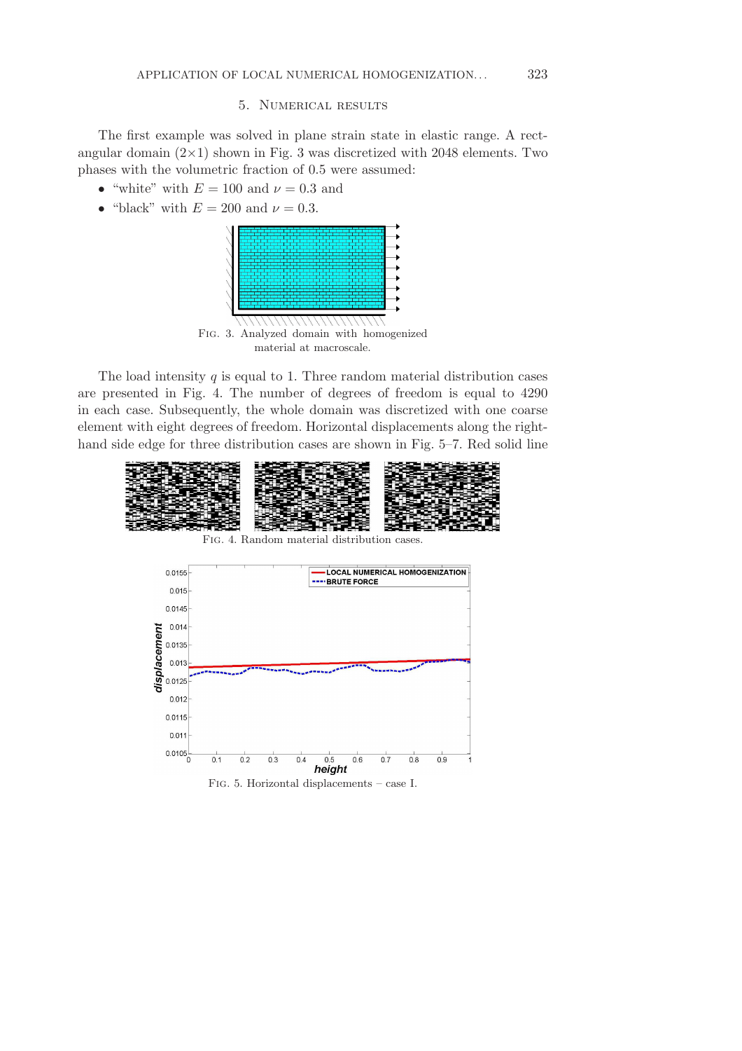## 5. Numerical results

The first example was solved in plane strain state in elastic range. A rectangular domain (2×1) shown in Fig. 3 was discretized with 2048 elements. Two phases with the volumetric fraction of 0.5 were assumed:

- "white" with $E = 100$ and $\nu = 0.3$ and
- "black" with $E = 200$ and $\nu = 0.3$.

Fig. 3. Analyzed domain with homogenized material at macroscale.

The load intensity $q$ is equal to 1. Three random material distribution cases are presented in Fig. 4. The number of degrees of freedom is equal to 4290 in each case. Subsequently, the whole domain was discretized with one coarse element with eight degrees of freedom. Horizontal displacements along the right-hand side edge for three distribution cases are shown in Fig. 5–7. Red solid line

Fig. 4. Random material distribution cases.

Fig. 5. Horizontal displacements – case I.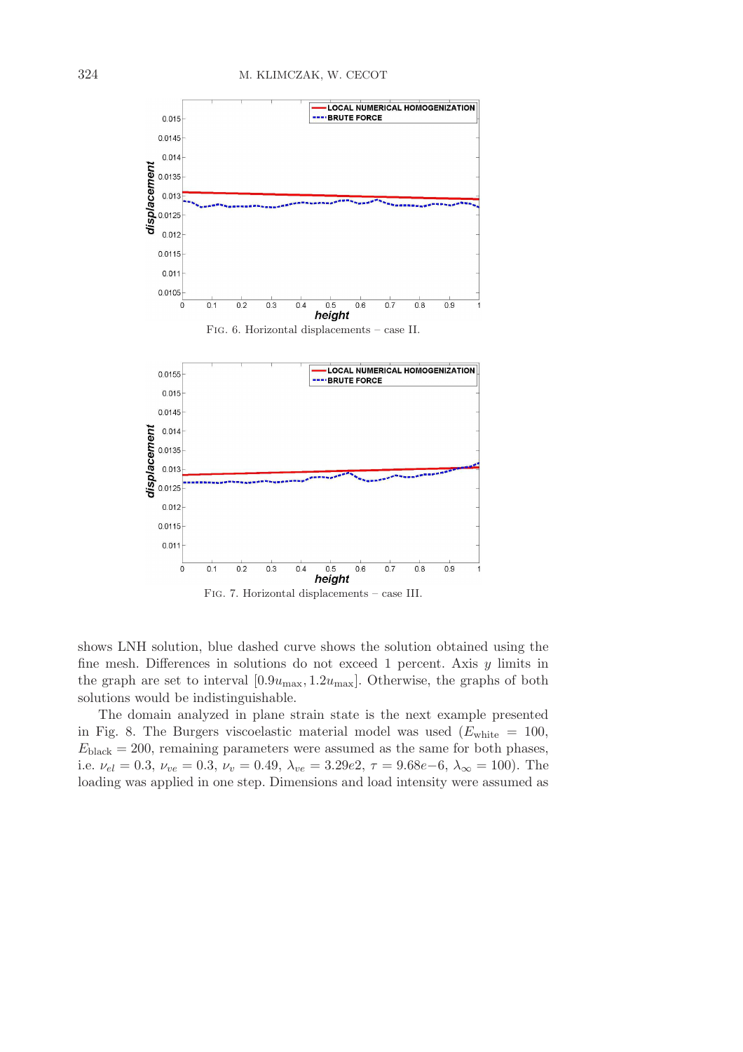FIG. 6. Horizontal displacements – case II.

FIG. 7. Horizontal displacements – case III.

shows LNH solution, blue dashed curve shows the solution obtained using the fine mesh. Differences in solutions do not exceed 1 percent. Axis $y$ limits in the graph are set to interval $[0.9u_{\max}, 1.2u_{\max}]$. Otherwise, the graphs of both solutions would be indistinguishable.

The domain analyzed in plane strain state is the next example presented in Fig. 8. The Burgers viscoelastic material model was used ($E_{\text{white}} = 100$, $E_{\text{black}} = 200$, remaining parameters were assumed as the same for both phases, i.e. $\nu_{el} = 0.3$, $\nu_{ve} = 0.3$, $\nu_v = 0.49$, $\lambda_{ve} = 3.29e2$, $\tau = 9.68e{-6}$, $\lambda_\infty = 100$). The loading was applied in one step. Dimensions and load intensity were assumed as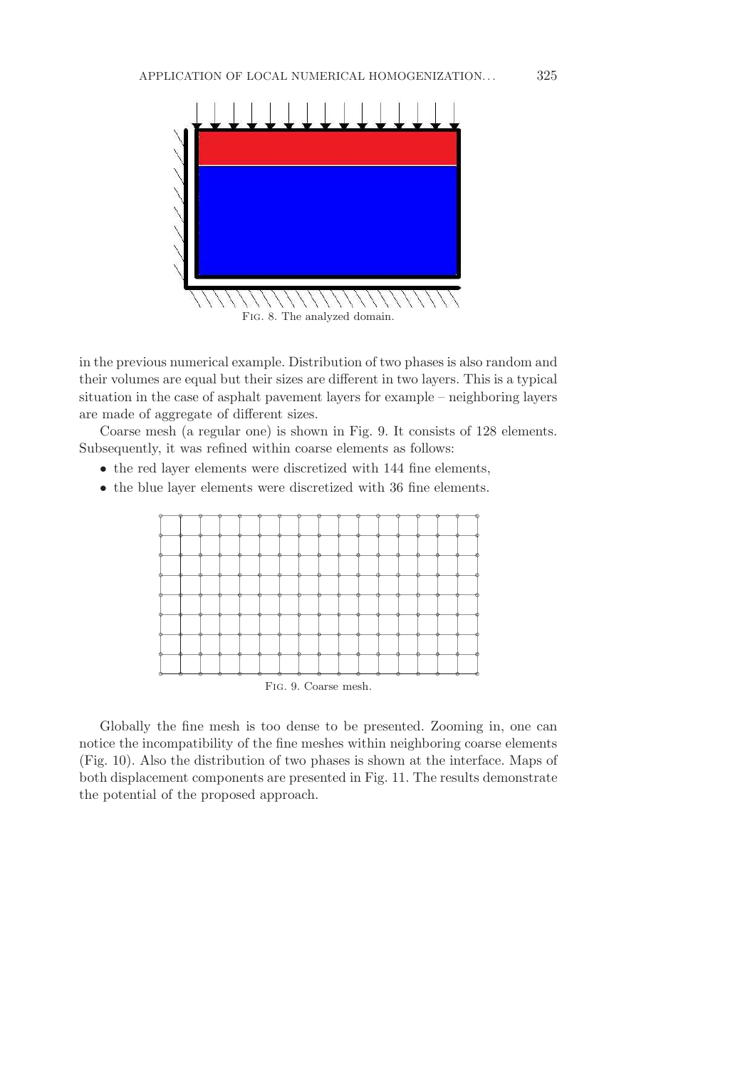FIG. 8. The analyzed domain.

in the previous numerical example. Distribution of two phases is also random and their volumes are equal but their sizes are different in two layers. This is a typical situation in the case of asphalt pavement layers for example – neighboring layers are made of aggregate of different sizes.

Coarse mesh (a regular one) is shown in Fig. 9. It consists of 128 elements. Subsequently, it was refined within coarse elements as follows:

- the red layer elements were discretized with 144 fine elements,
- the blue layer elements were discretized with 36 fine elements.

FIG. 9. Coarse mesh.

Globally the fine mesh is too dense to be presented. Zooming in, one can notice the incompatibility of the fine meshes within neighboring coarse elements (Fig. 10). Also the distribution of two phases is shown at the interface. Maps of both displacement components are presented in Fig. 11. The results demonstrate the potential of the proposed approach.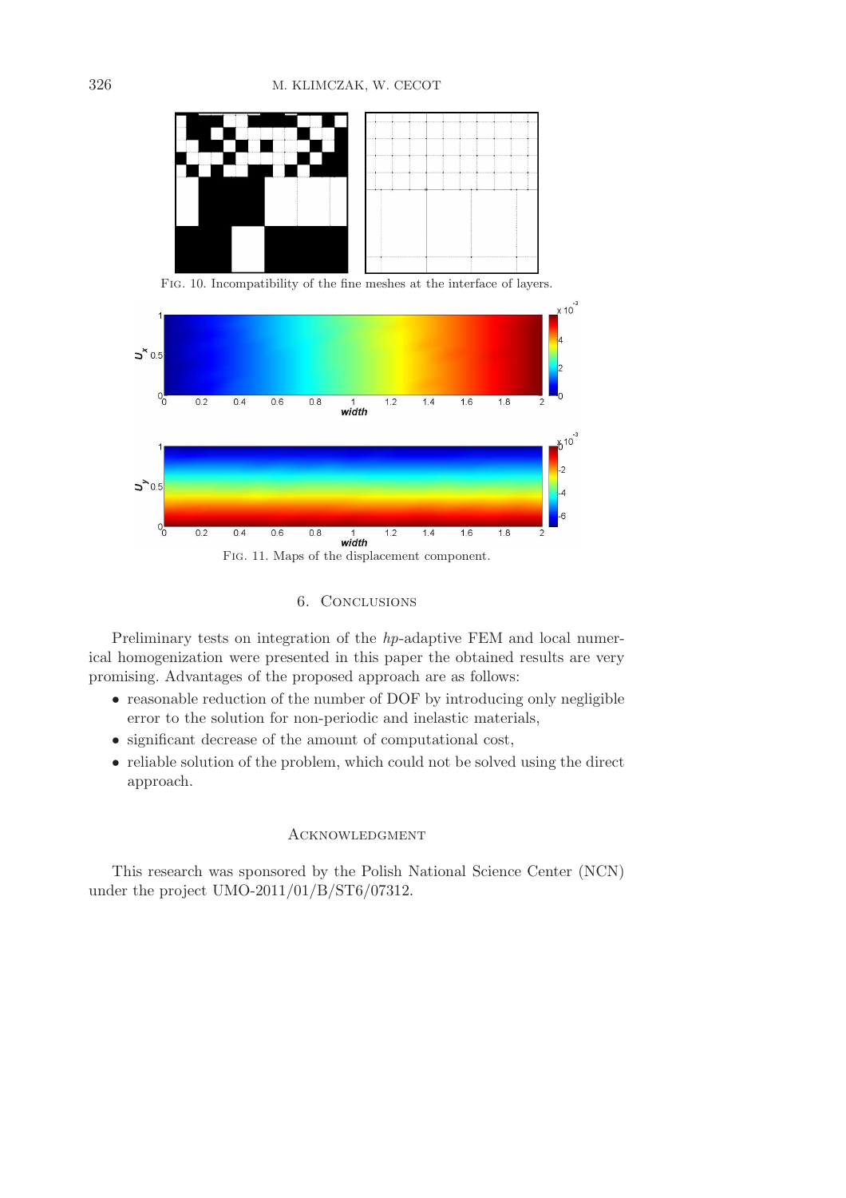Fig. 10. Incompatibility of the fine meshes at the interface of layers.

Fig. 11. Maps of the displacement component.

## 6. Conclusions

Preliminary tests on integration of the *hp*-adaptive FEM and local numerical homogenization were presented in this paper the obtained results are very promising. Advantages of the proposed approach are as follows:

- reasonable reduction of the number of DOF by introducing only negligible error to the solution for non-periodic and inelastic materials,
- significant decrease of the amount of computational cost,
- reliable solution of the problem, which could not be solved using the direct approach.

## Acknowledgment

This research was sponsored by the Polish National Science Center (NCN) under the project UMO-2011/01/B/ST6/07312.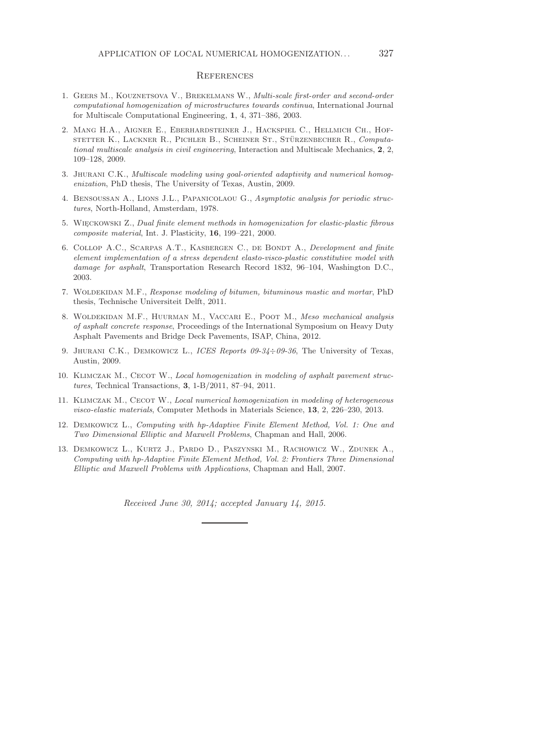## References

1. Geers M., Kouznetsova V., Brekelmans W., *Multi-scale first-order and second-order computational homogenization of microstructures towards continua*, International Journal for Multiscale Computational Engineering, **1**, 4, 371–386, 2003.

2. Mang H.A., Aigner E., Eberhardsteiner J., Hackspiel C., Hellmich Ch., Hofstetter K., Lackner R., Pichler B., Scheiner St., Stürzenbecher R., *Computational multiscale analysis in civil engineering*, Interaction and Multiscale Mechanics, **2**, 2, 109–128, 2009.

3. Jhurani C.K., *Multiscale modeling using goal-oriented adaptivity and numerical homogenization*, PhD thesis, The University of Texas, Austin, 2009.

4. Bensoussan A., Lions J.L., Papanicolaou G., *Asymptotic analysis for periodic structures*, North-Holland, Amsterdam, 1978.

5. Więckowski Z., *Dual finite element methods in homogenization for elastic-plastic fibrous composite material*, Int. J. Plasticity, **16**, 199–221, 2000.

6. Collop A.C., Scarpas A.T., Kasbergen C., de Bondt A., *Development and finite element implementation of a stress dependent elasto-visco-plastic constitutive model with damage for asphalt*, Transportation Research Record 1832, 96–104, Washington D.C., 2003.

7. Woldekidan M.F., *Response modeling of bitumen, bituminous mastic and mortar*, PhD thesis, Technische Universiteit Delft, 2011.

8. Woldekidan M.F., Huurman M., Vaccari E., Poot M., *Meso mechanical analysis of asphalt concrete response*, Proceedings of the International Symposium on Heavy Duty Asphalt Pavements and Bridge Deck Pavements, ISAP, China, 2012.

9. Jhurani C.K., Demkowicz L., *ICES Reports 09-34÷09-36*, The University of Texas, Austin, 2009.

10. Klimczak M., Cecot W., *Local homogenization in modeling of asphalt pavement structures*, Technical Transactions, **3**, 1-B/2011, 87–94, 2011.

11. Klimczak M., Cecot W., *Local numerical homogenization in modeling of heterogeneous visco-elastic materials*, Computer Methods in Materials Science, **13**, 2, 226–230, 2013.

12. Demkowicz L., *Computing with hp-Adaptive Finite Element Method, Vol. 1: One and Two Dimensional Elliptic and Maxwell Problems*, Chapman and Hall, 2006.

13. Demkowicz L., Kurtz J., Pardo D., Paszynski M., Rachowicz W., Zdunek A., *Computing with hp-Adaptive Finite Element Method, Vol. 2: Frontiers Three Dimensional Elliptic and Maxwell Problems with Applications*, Chapman and Hall, 2007.

*Received June 30, 2014; accepted January 14, 2015.*